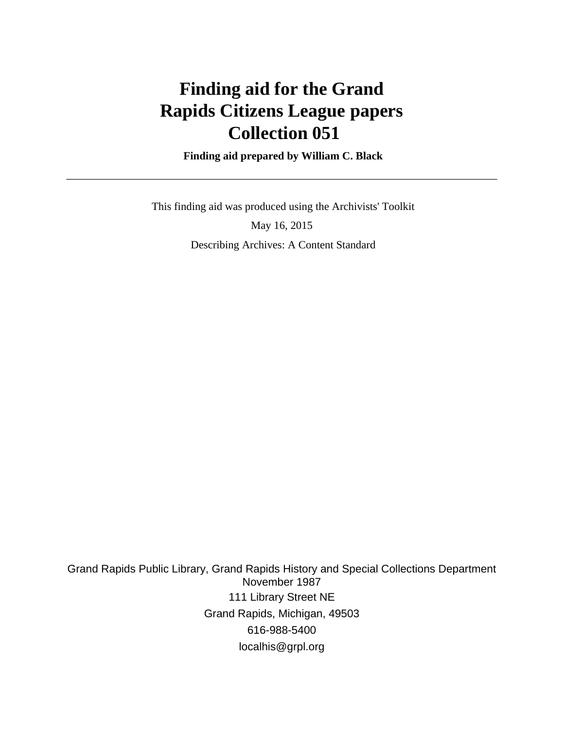# Finding aid for the Grand Rapids Citizens League papers Collection 051

**Finding aid prepared by William C. Black**

---

This finding aid was produced using the Archivists' Toolkit

May 16, 2015

Describing Archives: A Content Standard

Grand Rapids Public Library, Grand Rapids History and Special Collections Department
November 1987

111 Library Street NE

Grand Rapids, Michigan, 49503

616-988-5400

localhis@grpl.org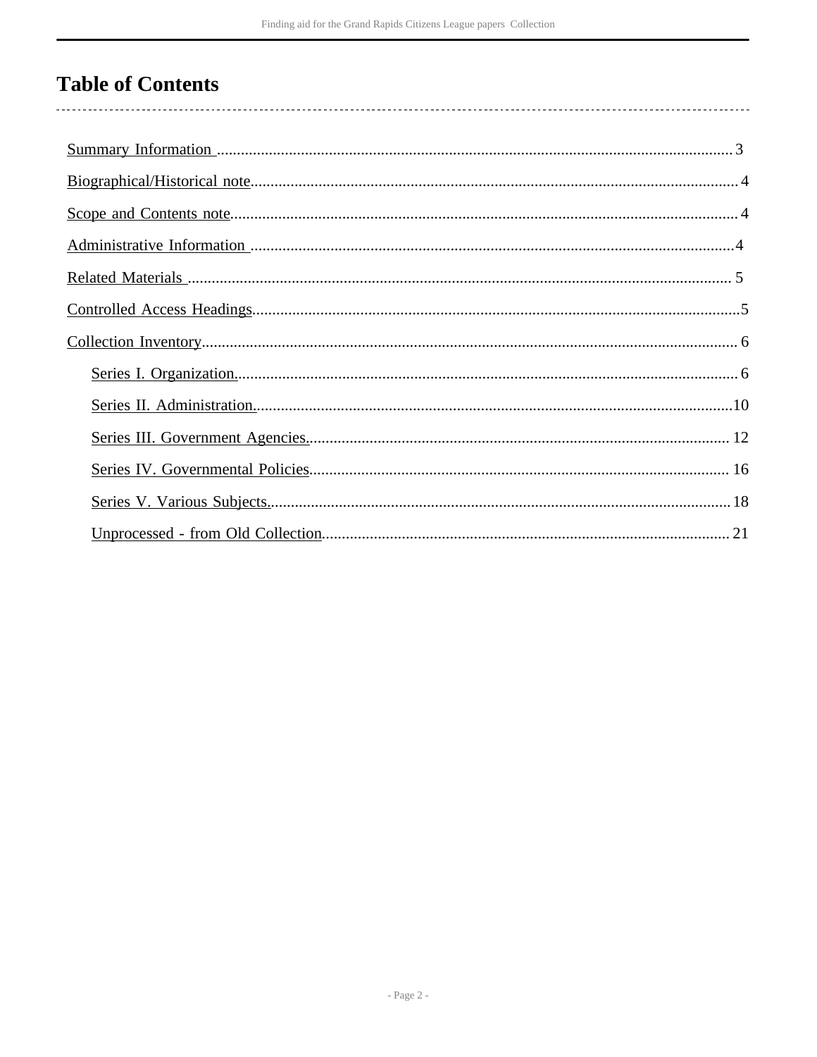# Table of Contents

- Summary Information ........ 3
- Biographical/Historical note ........ 4
- Scope and Contents note ........ 4
- Administrative Information ........ 4
- Related Materials ........ 5
- Controlled Access Headings ........ 5
- Collection Inventory ........ 6
    - Series I. Organization. ........ 6
    - Series II. Administration. ........ 10
    - Series III. Government Agencies. ........ 12
    - Series IV. Governmental Policies ........ 16
    - Series V. Various Subjects. ........ 18
    - Unprocessed - from Old Collection ........ 21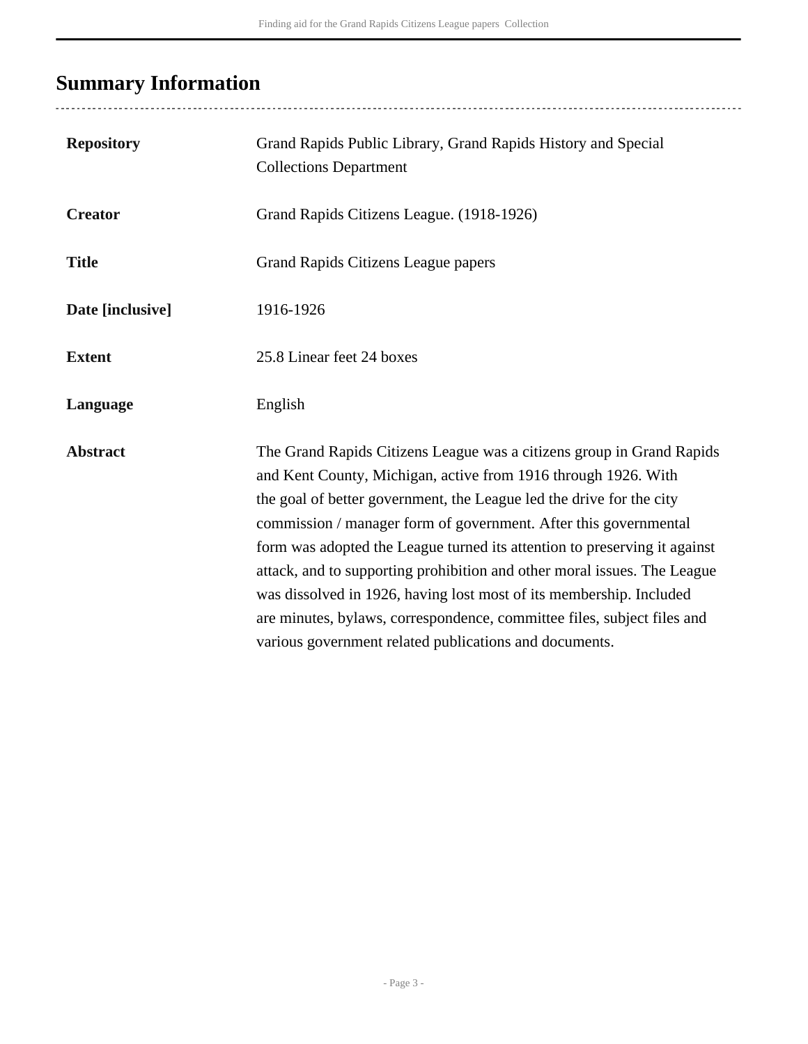## Summary Information

| | |
|---|---|
| **Repository** | Grand Rapids Public Library, Grand Rapids History and Special Collections Department |
| **Creator** | Grand Rapids Citizens League. (1918-1926) |
| **Title** | Grand Rapids Citizens League papers |
| **Date [inclusive]** | 1916-1926 |
| **Extent** | 25.8 Linear feet 24 boxes |
| **Language** | English |
| **Abstract** | The Grand Rapids Citizens League was a citizens group in Grand Rapids and Kent County, Michigan, active from 1916 through 1926. With the goal of better government, the League led the drive for the city commission / manager form of government. After this governmental form was adopted the League turned its attention to preserving it against attack, and to supporting prohibition and other moral issues. The League was dissolved in 1926, having lost most of its membership. Included are minutes, bylaws, correspondence, committee files, subject files and various government related publications and documents. |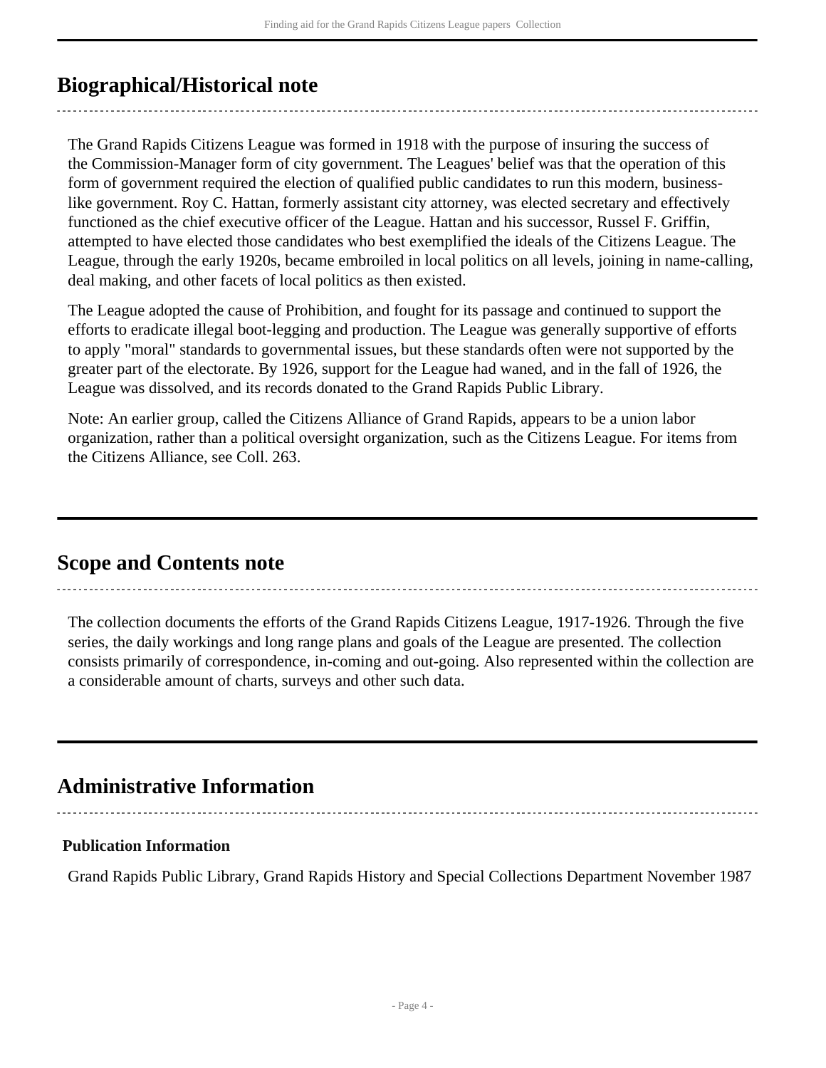## Biographical/Historical note

The Grand Rapids Citizens League was formed in 1918 with the purpose of insuring the success of the Commission-Manager form of city government. The Leagues' belief was that the operation of this form of government required the election of qualified public candidates to run this modern, business-like government. Roy C. Hattan, formerly assistant city attorney, was elected secretary and effectively functioned as the chief executive officer of the League. Hattan and his successor, Russel F. Griffin, attempted to have elected those candidates who best exemplified the ideals of the Citizens League. The League, through the early 1920s, became embroiled in local politics on all levels, joining in name-calling, deal making, and other facets of local politics as then existed.

The League adopted the cause of Prohibition, and fought for its passage and continued to support the efforts to eradicate illegal boot-legging and production. The League was generally supportive of efforts to apply "moral" standards to governmental issues, but these standards often were not supported by the greater part of the electorate. By 1926, support for the League had waned, and in the fall of 1926, the League was dissolved, and its records donated to the Grand Rapids Public Library.

Note: An earlier group, called the Citizens Alliance of Grand Rapids, appears to be a union labor organization, rather than a political oversight organization, such as the Citizens League. For items from the Citizens Alliance, see Coll. 263.

## Scope and Contents note

The collection documents the efforts of the Grand Rapids Citizens League, 1917-1926. Through the five series, the daily workings and long range plans and goals of the League are presented. The collection consists primarily of correspondence, in-coming and out-going. Also represented within the collection are a considerable amount of charts, surveys and other such data.

## Administrative Information

### Publication Information

Grand Rapids Public Library, Grand Rapids History and Special Collections Department November 1987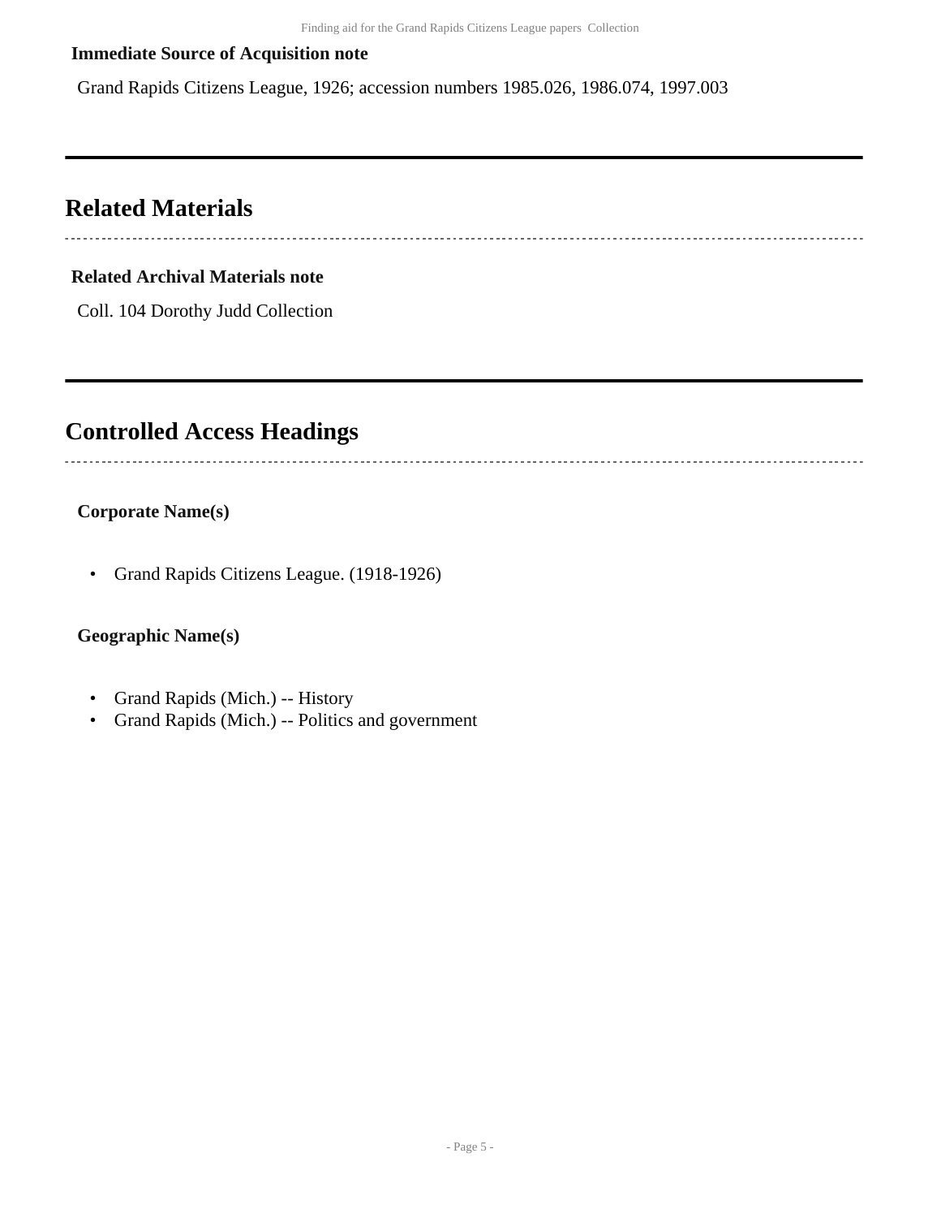**Immediate Source of Acquisition note**

Grand Rapids Citizens League, 1926; accession numbers 1985.026, 1986.074, 1997.003

## Related Materials

**Related Archival Materials note**

Coll. 104 Dorothy Judd Collection

## Controlled Access Headings

**Corporate Name(s)**

- Grand Rapids Citizens League. (1918-1926)

**Geographic Name(s)**

- Grand Rapids (Mich.) -- History
- Grand Rapids (Mich.) -- Politics and government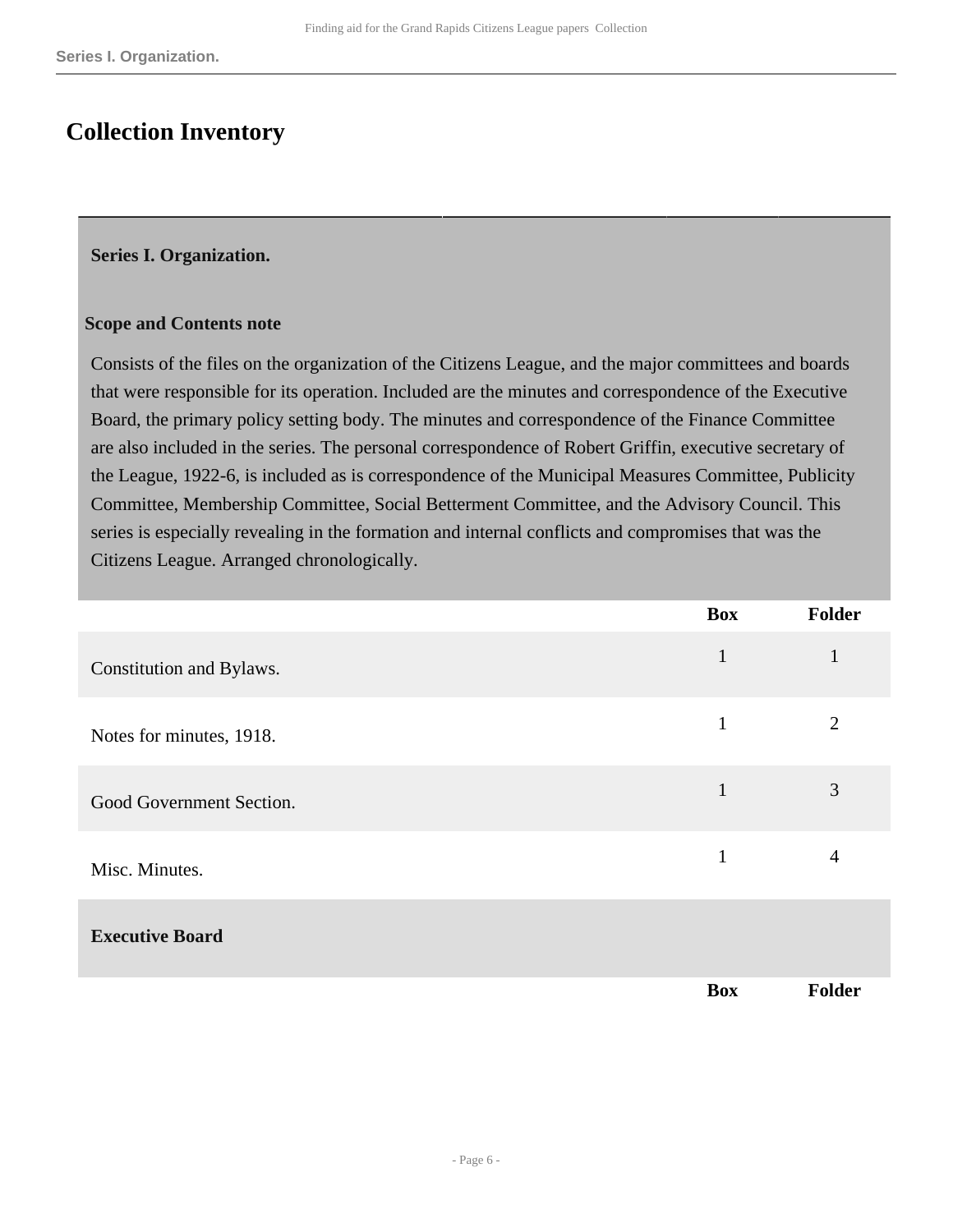# Collection Inventory

**Series I. Organization.**

**Scope and Contents note**

Consists of the files on the organization of the Citizens League, and the major committees and boards that were responsible for its operation. Included are the minutes and correspondence of the Executive Board, the primary policy setting body. The minutes and correspondence of the Finance Committee are also included in the series. The personal correspondence of Robert Griffin, executive secretary of the League, 1922-6, is included as is correspondence of the Municipal Measures Committee, Publicity Committee, Membership Committee, Social Betterment Committee, and the Advisory Council. This series is especially revealing in the formation and internal conflicts and compromises that was the Citizens League. Arranged chronologically.

| | Box | Folder |
|---|---|---|
| Constitution and Bylaws. | 1 | 1 |
| Notes for minutes, 1918. | 1 | 2 |
| Good Government Section. | 1 | 3 |
| Misc. Minutes. | 1 | 4 |

**Executive Board**

| | Box | Folder |
|---|---|---|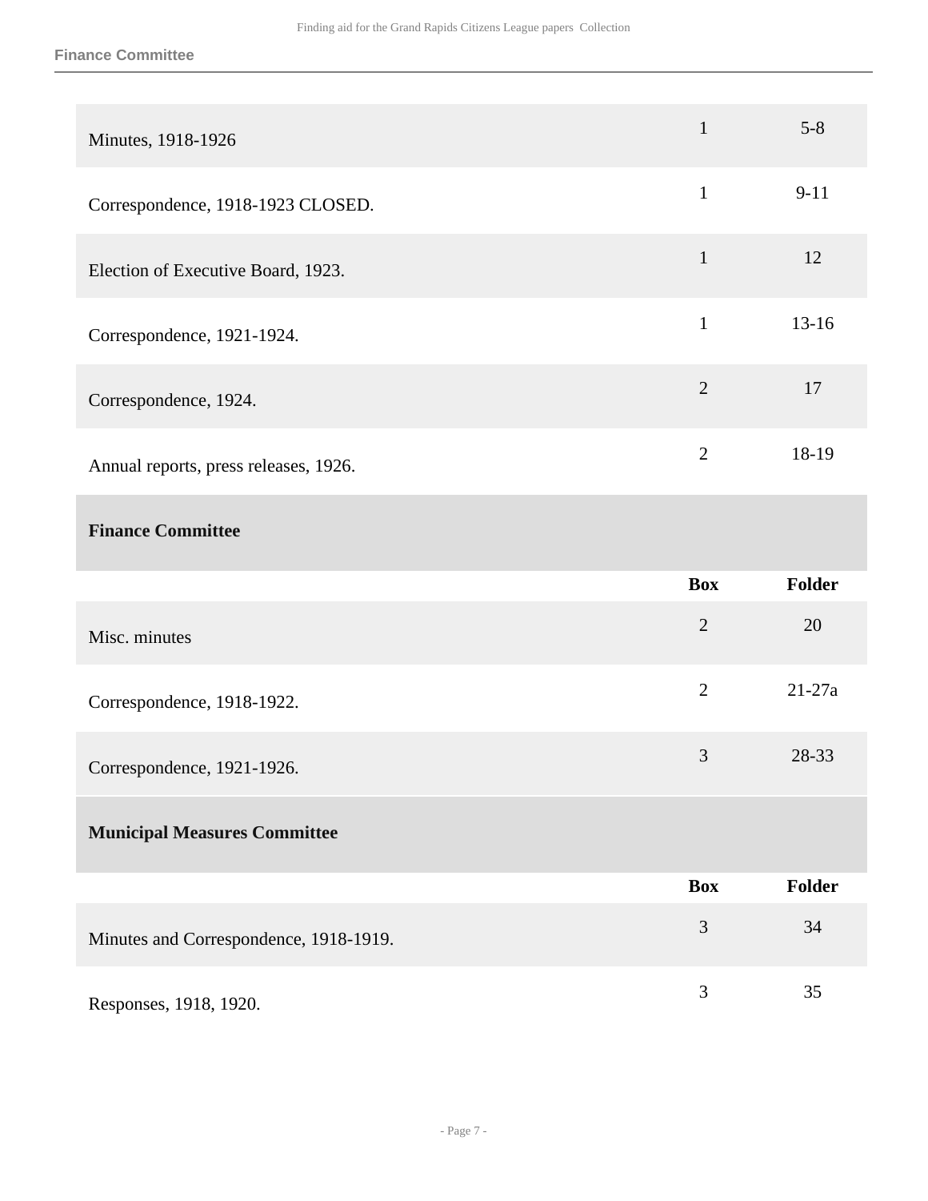| | Box | Folder |
|---|---|---|
| Minutes, 1918-1926 | 1 | 5-8 |
| Correspondence, 1918-1923 CLOSED. | 1 | 9-11 |
| Election of Executive Board, 1923. | 1 | 12 |
| Correspondence, 1921-1924. | 1 | 13-16 |
| Correspondence, 1924. | 2 | 17 |
| Annual reports, press releases, 1926. | 2 | 18-19 |

### Finance Committee

| | Box | Folder |
|---|---|---|
| Misc. minutes | 2 | 20 |
| Correspondence, 1918-1922. | 2 | 21-27a |
| Correspondence, 1921-1926. | 3 | 28-33 |

### Municipal Measures Committee

| | Box | Folder |
|---|---|---|
| Minutes and Correspondence, 1918-1919. | 3 | 34 |
| Responses, 1918, 1920. | 3 | 35 |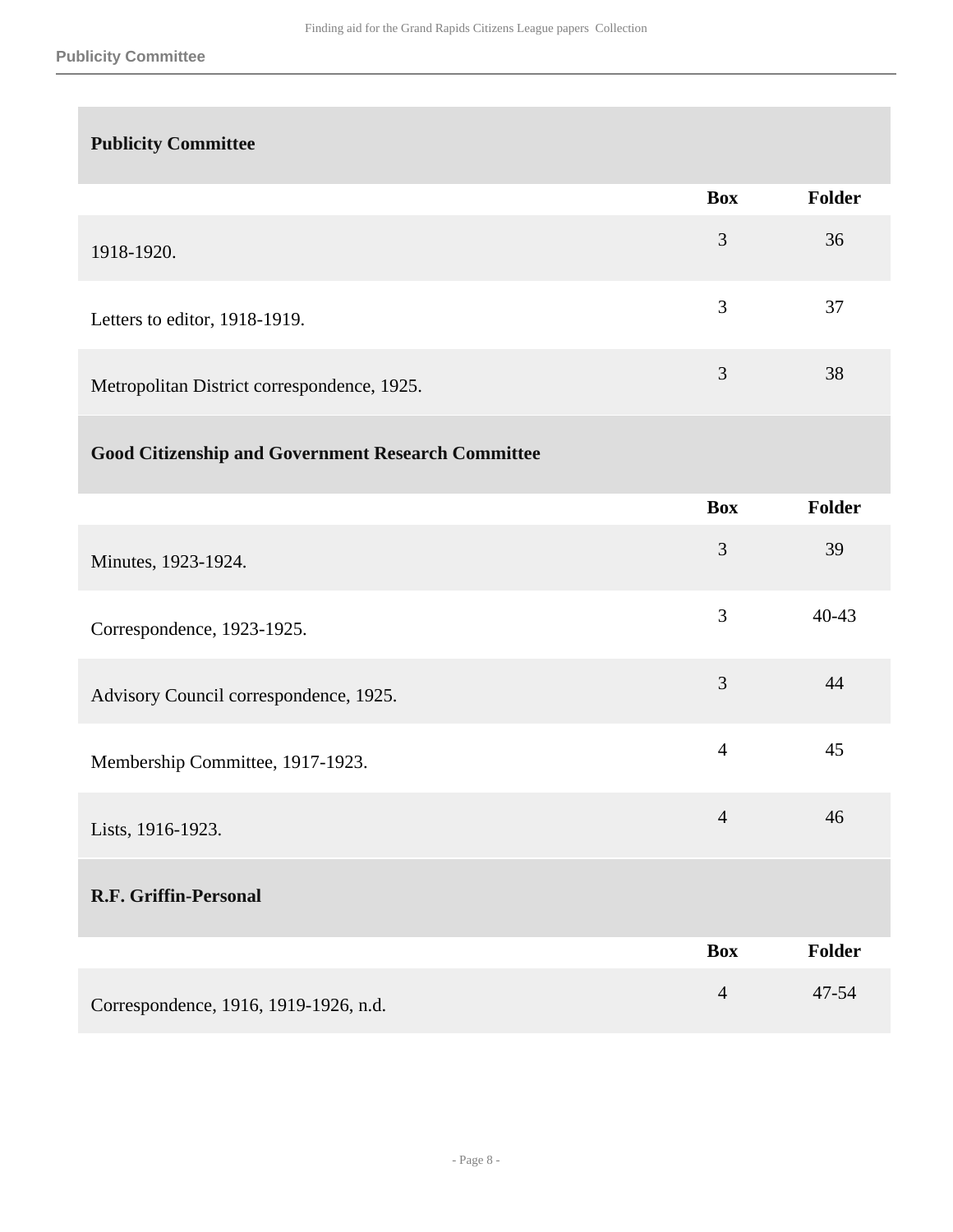## Publicity Committee

| | Box | Folder |
|---|---|---|
| 1918-1920. | 3 | 36 |
| Letters to editor, 1918-1919. | 3 | 37 |
| Metropolitan District correspondence, 1925. | 3 | 38 |

## Good Citizenship and Government Research Committee

| | Box | Folder |
|---|---|---|
| Minutes, 1923-1924. | 3 | 39 |
| Correspondence, 1923-1925. | 3 | 40-43 |
| Advisory Council correspondence, 1925. | 3 | 44 |
| Membership Committee, 1917-1923. | 4 | 45 |
| Lists, 1916-1923. | 4 | 46 |

## R.F. Griffin-Personal

| | Box | Folder |
|---|---|---|
| Correspondence, 1916, 1919-1926, n.d. | 4 | 47-54 |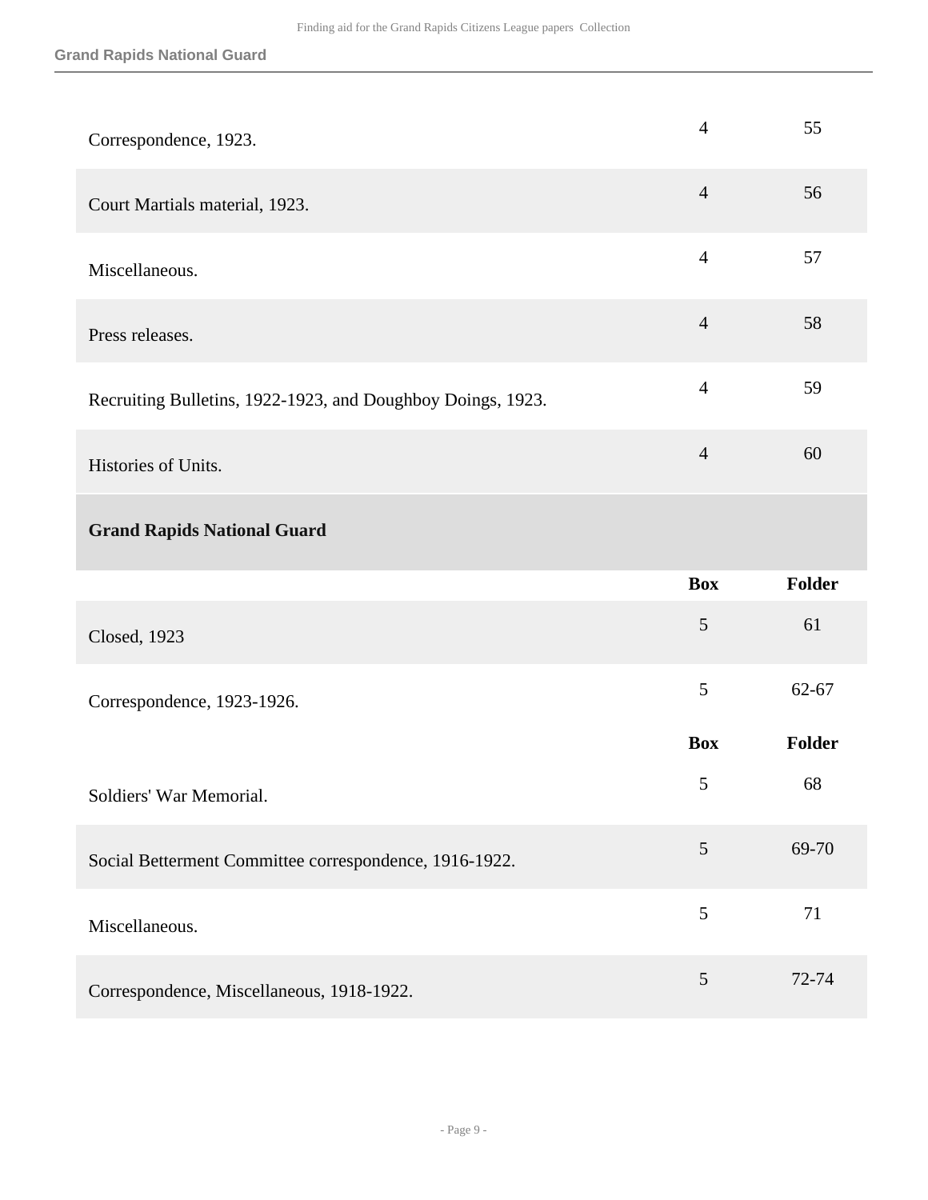| | Box | Folder |
|---|---|---|
| Correspondence, 1923. | 4 | 55 |
| Court Martials material, 1923. | 4 | 56 |
| Miscellaneous. | 4 | 57 |
| Press releases. | 4 | 58 |
| Recruiting Bulletins, 1922-1923, and Doughboy Doings, 1923. | 4 | 59 |
| Histories of Units. | 4 | 60 |

### Grand Rapids National Guard

| | Box | Folder |
|---|---|---|
| Closed, 1923 | 5 | 61 |
| Correspondence, 1923-1926. | 5 | 62-67 |

| | Box | Folder |
|---|---|---|
| Soldiers' War Memorial. | 5 | 68 |
| Social Betterment Committee correspondence, 1916-1922. | 5 | 69-70 |
| Miscellaneous. | 5 | 71 |
| Correspondence, Miscellaneous, 1918-1922. | 5 | 72-74 |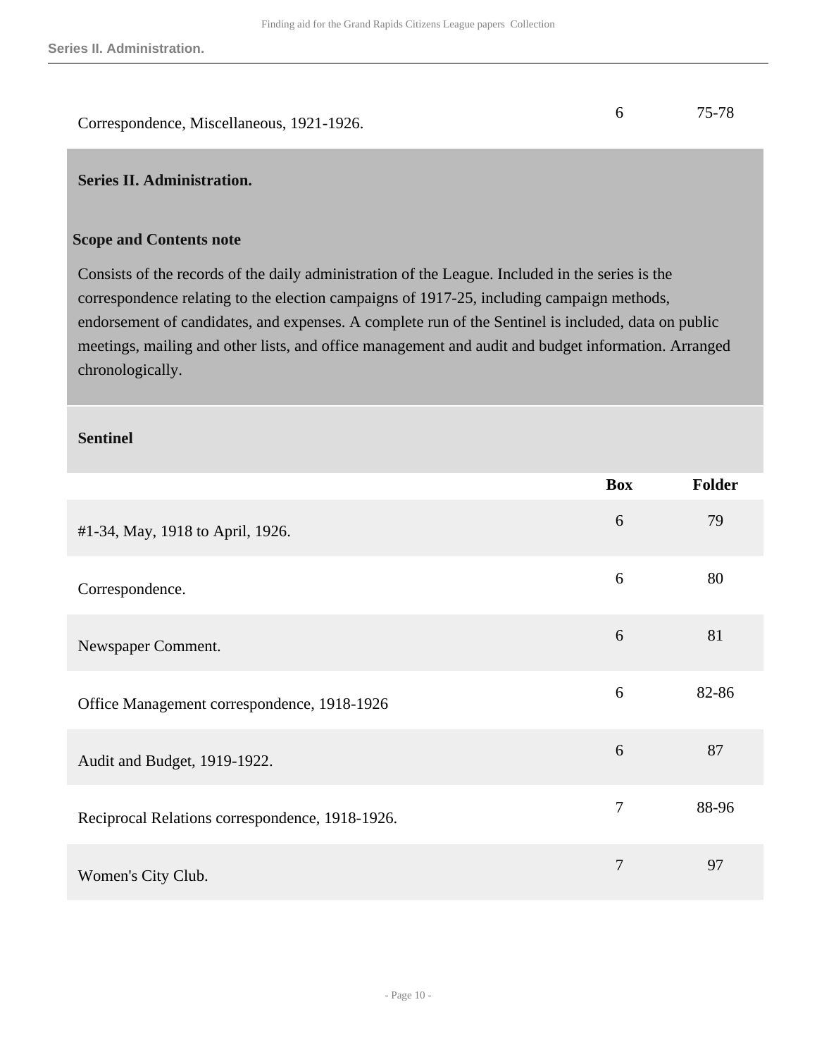| | Box | Folder |
|---|---|---|
| Correspondence, Miscellaneous, 1921-1926. | 6 | 75-78 |

## Series II. Administration.

### Scope and Contents note

Consists of the records of the daily administration of the League. Included in the series is the correspondence relating to the election campaigns of 1917-25, including campaign methods, endorsement of candidates, and expenses. A complete run of the Sentinel is included, data on public meetings, mailing and other lists, and office management and audit and budget information. Arranged chronologically.

### Sentinel

| | Box | Folder |
|---|---|---|
| #1-34, May, 1918 to April, 1926. | 6 | 79 |
| Correspondence. | 6 | 80 |
| Newspaper Comment. | 6 | 81 |
| Office Management correspondence, 1918-1926 | 6 | 82-86 |
| Audit and Budget, 1919-1922. | 6 | 87 |
| Reciprocal Relations correspondence, 1918-1926. | 7 | 88-96 |
| Women's City Club. | 7 | 97 |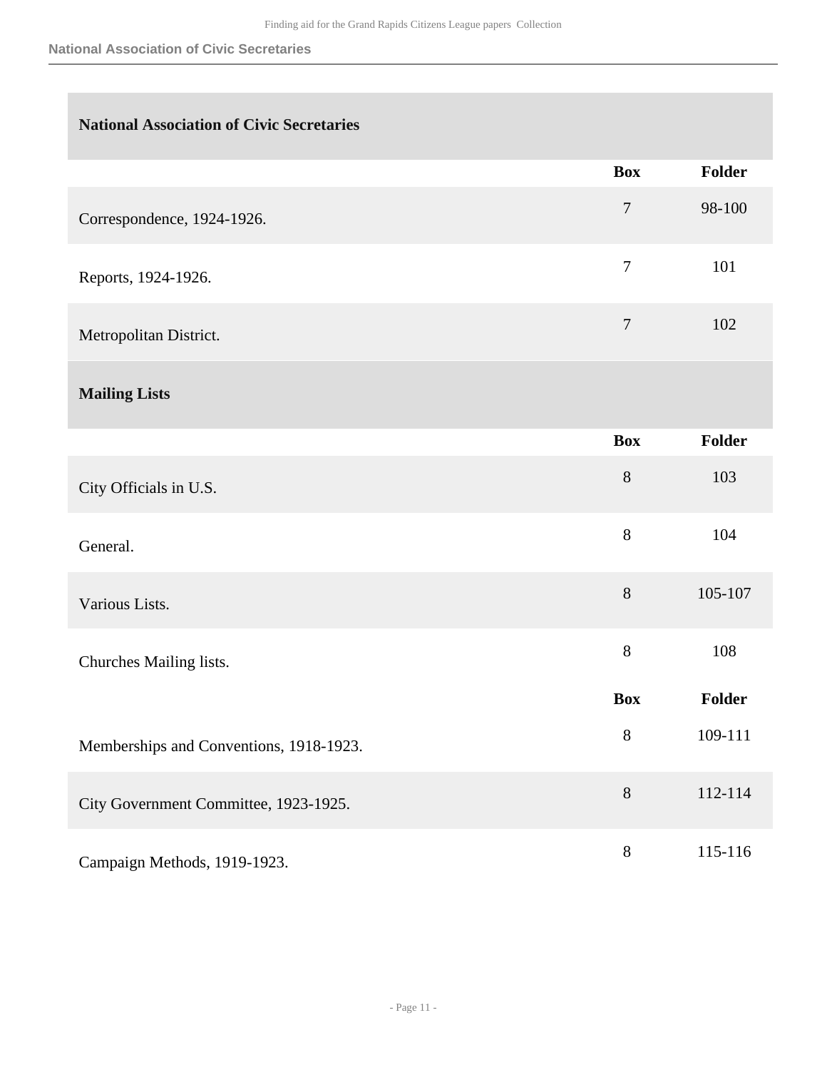## National Association of Civic Secretaries

| | Box | Folder |
|---|---|---|
| Correspondence, 1924-1926. | 7 | 98-100 |
| Reports, 1924-1926. | 7 | 101 |
| Metropolitan District. | 7 | 102 |

## Mailing Lists

| | Box | Folder |
|---|---|---|
| City Officials in U.S. | 8 | 103 |
| General. | 8 | 104 |
| Various Lists. | 8 | 105-107 |
| Churches Mailing lists. | 8 | 108 |

| | Box | Folder |
|---|---|---|
| Memberships and Conventions, 1918-1923. | 8 | 109-111 |
| City Government Committee, 1923-1925. | 8 | 112-114 |
| Campaign Methods, 1919-1923. | 8 | 115-116 |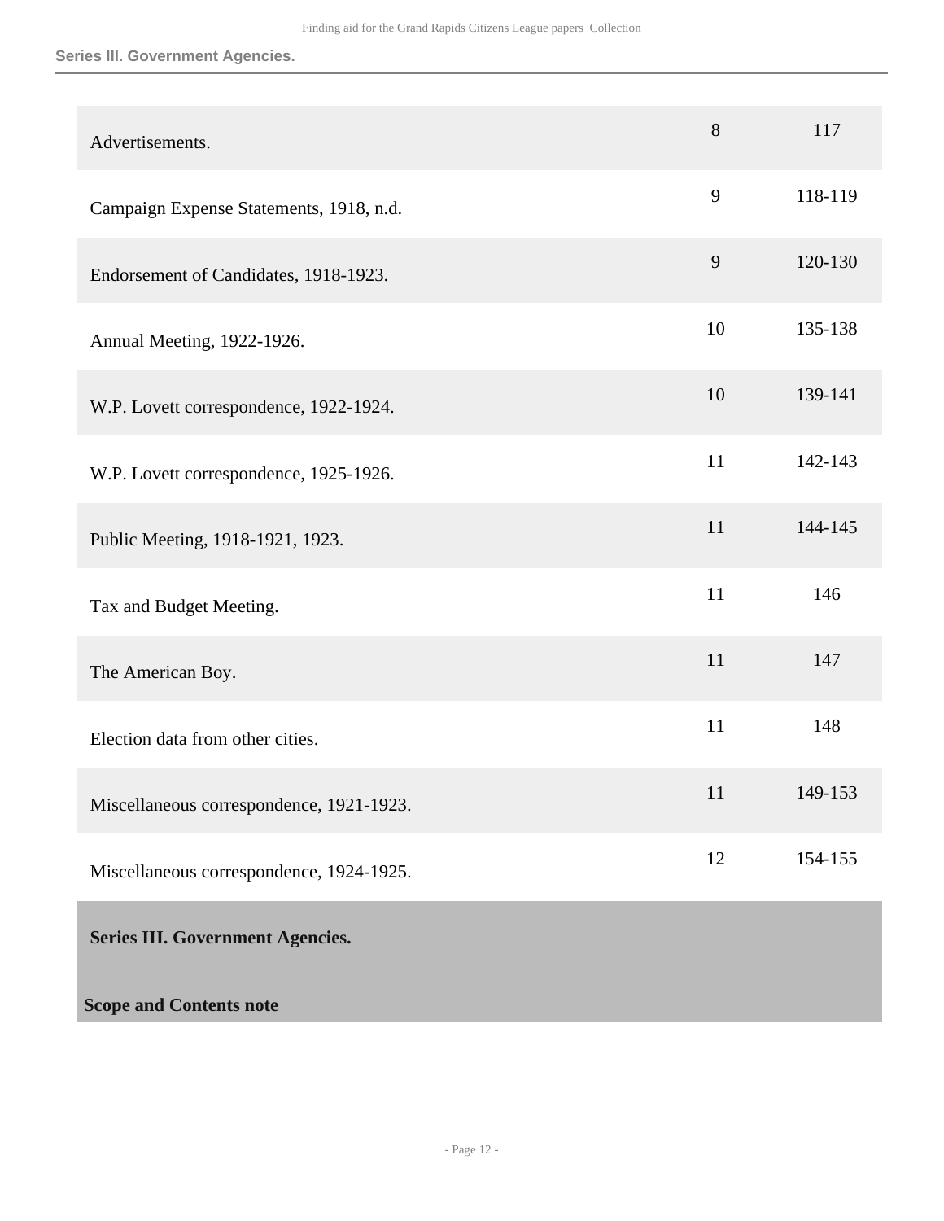| | | |
|---|---|---|
| Advertisements. | 8 | 117 |
| Campaign Expense Statements, 1918, n.d. | 9 | 118-119 |
| Endorsement of Candidates, 1918-1923. | 9 | 120-130 |
| Annual Meeting, 1922-1926. | 10 | 135-138 |
| W.P. Lovett correspondence, 1922-1924. | 10 | 139-141 |
| W.P. Lovett correspondence, 1925-1926. | 11 | 142-143 |
| Public Meeting, 1918-1921, 1923. | 11 | 144-145 |
| Tax and Budget Meeting. | 11 | 146 |
| The American Boy. | 11 | 147 |
| Election data from other cities. | 11 | 148 |
| Miscellaneous correspondence, 1921-1923. | 11 | 149-153 |
| Miscellaneous correspondence, 1924-1925. | 12 | 154-155 |

## Series III. Government Agencies.

**Scope and Contents note**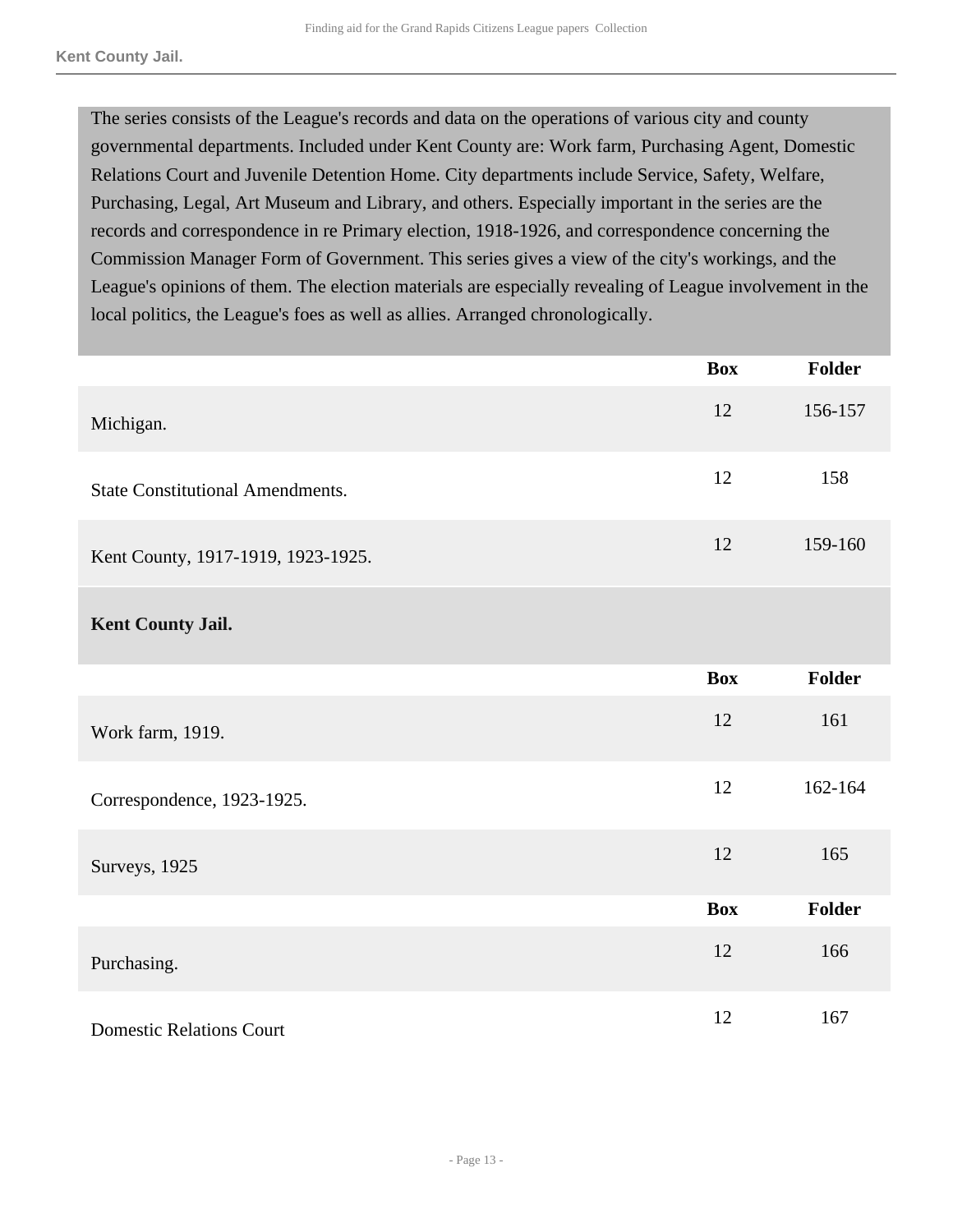The series consists of the League's records and data on the operations of various city and county governmental departments. Included under Kent County are: Work farm, Purchasing Agent, Domestic Relations Court and Juvenile Detention Home. City departments include Service, Safety, Welfare, Purchasing, Legal, Art Museum and Library, and others. Especially important in the series are the records and correspondence in re Primary election, 1918-1926, and correspondence concerning the Commission Manager Form of Government. This series gives a view of the city's workings, and the League's opinions of them. The election materials are especially revealing of League involvement in the local politics, the League's foes as well as allies. Arranged chronologically.

| | Box | Folder |
|---|---|---|
| Michigan. | 12 | 156-157 |
| State Constitutional Amendments. | 12 | 158 |
| Kent County, 1917-1919, 1923-1925. | 12 | 159-160 |

**Kent County Jail.**

| | Box | Folder |
|---|---|---|
| Work farm, 1919. | 12 | 161 |
| Correspondence, 1923-1925. | 12 | 162-164 |
| Surveys, 1925 | 12 | 165 |

| | Box | Folder |
|---|---|---|
| Purchasing. | 12 | 166 |
| Domestic Relations Court | 12 | 167 |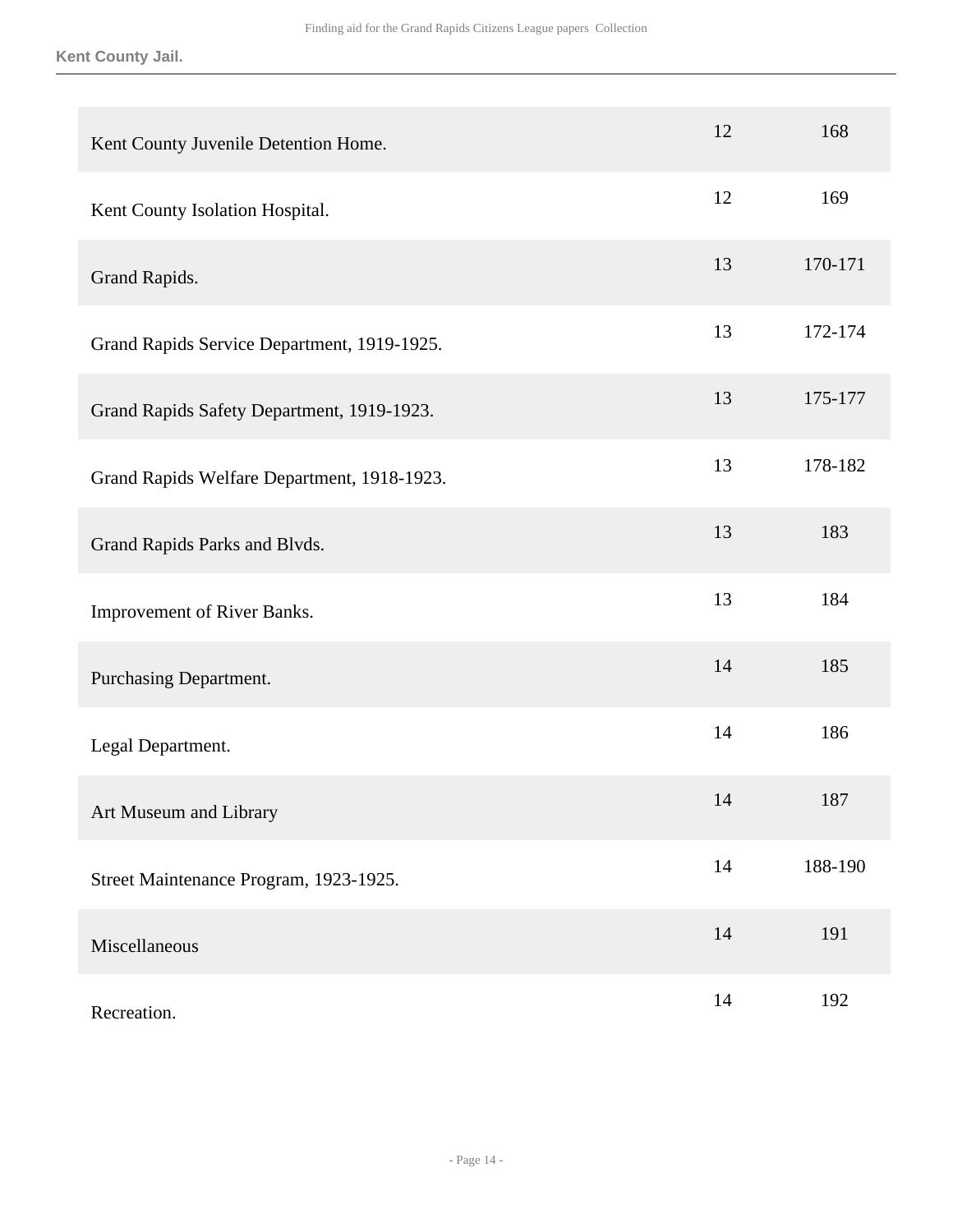| | | |
|---|---|---|
| Kent County Juvenile Detention Home. | 12 | 168 |
| Kent County Isolation Hospital. | 12 | 169 |
| Grand Rapids. | 13 | 170-171 |
| Grand Rapids Service Department, 1919-1925. | 13 | 172-174 |
| Grand Rapids Safety Department, 1919-1923. | 13 | 175-177 |
| Grand Rapids Welfare Department, 1918-1923. | 13 | 178-182 |
| Grand Rapids Parks and Blvds. | 13 | 183 |
| Improvement of River Banks. | 13 | 184 |
| Purchasing Department. | 14 | 185 |
| Legal Department. | 14 | 186 |
| Art Museum and Library | 14 | 187 |
| Street Maintenance Program, 1923-1925. | 14 | 188-190 |
| Miscellaneous | 14 | 191 |
| Recreation. | 14 | 192 |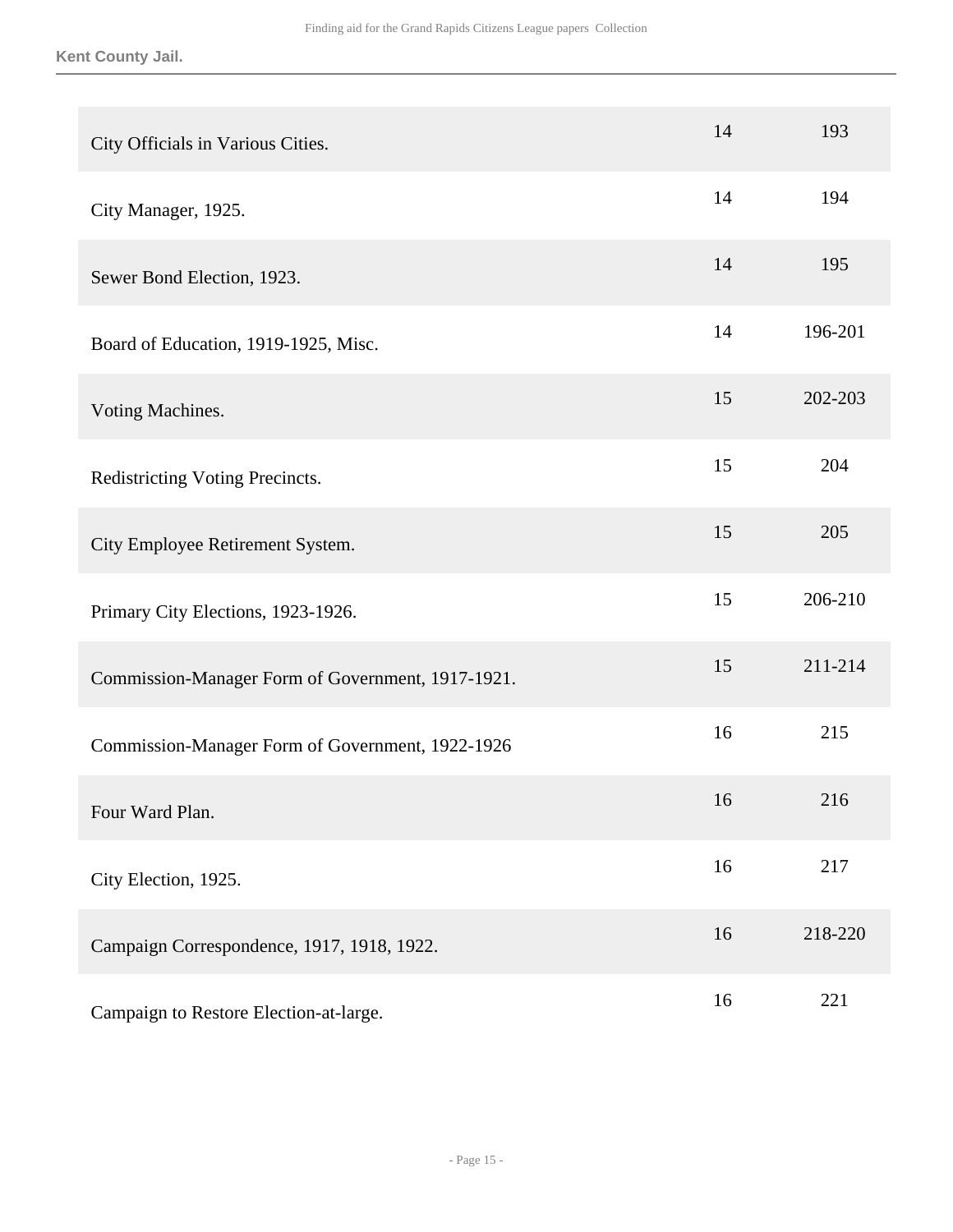**Kent County Jail.**

| | | |
|---|---|---|
| City Officials in Various Cities. | 14 | 193 |
| City Manager, 1925. | 14 | 194 |
| Sewer Bond Election, 1923. | 14 | 195 |
| Board of Education, 1919-1925, Misc. | 14 | 196-201 |
| Voting Machines. | 15 | 202-203 |
| Redistricting Voting Precincts. | 15 | 204 |
| City Employee Retirement System. | 15 | 205 |
| Primary City Elections, 1923-1926. | 15 | 206-210 |
| Commission-Manager Form of Government, 1917-1921. | 15 | 211-214 |
| Commission-Manager Form of Government, 1922-1926 | 16 | 215 |
| Four Ward Plan. | 16 | 216 |
| City Election, 1925. | 16 | 217 |
| Campaign Correspondence, 1917, 1918, 1922. | 16 | 218-220 |
| Campaign to Restore Election-at-large. | 16 | 221 |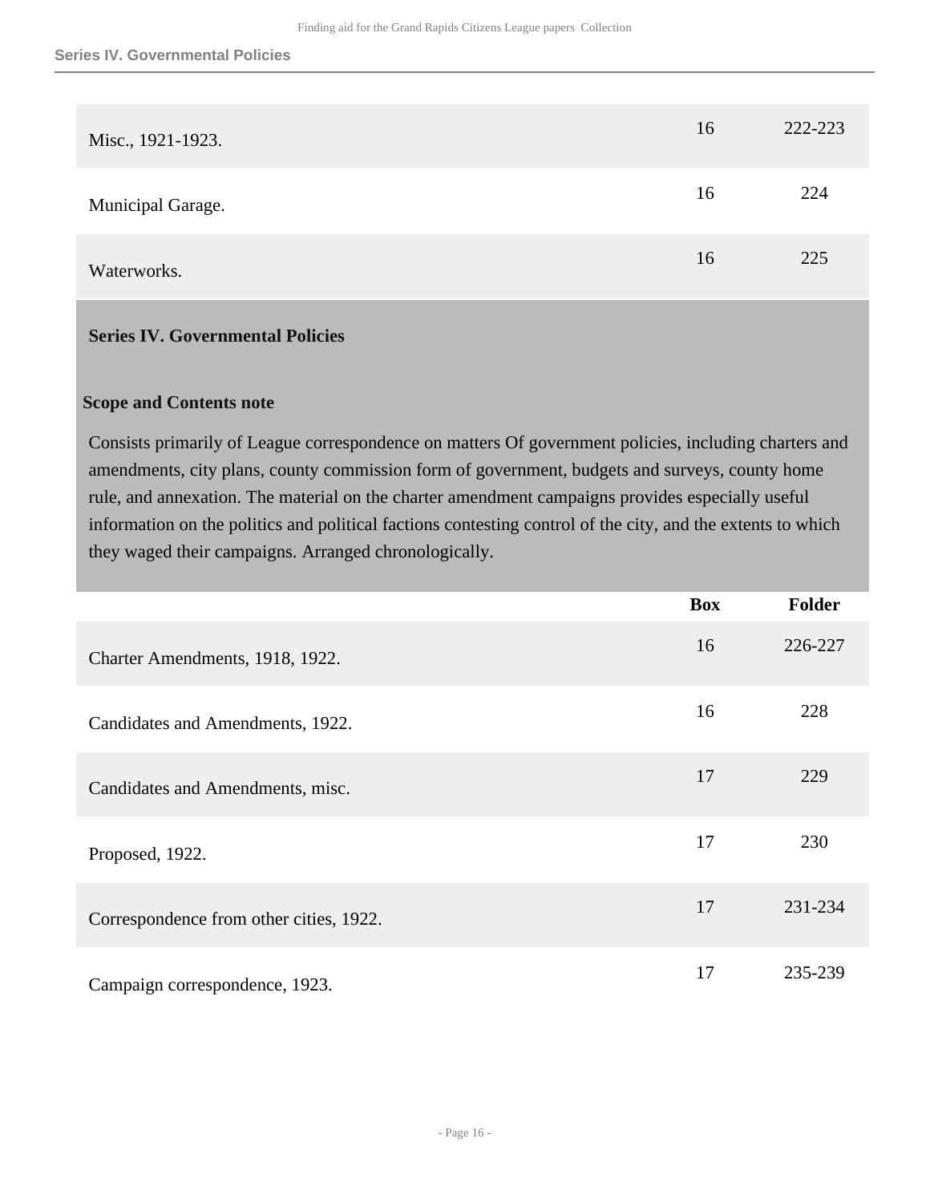| | Box | Folder |
|---|---|---|
| Misc., 1921-1923. | 16 | 222-223 |
| Municipal Garage. | 16 | 224 |
| Waterworks. | 16 | 225 |

## Series IV. Governmental Policies

### Scope and Contents note

Consists primarily of League correspondence on matters Of government policies, including charters and amendments, city plans, county commission form of government, budgets and surveys, county home rule, and annexation. The material on the charter amendment campaigns provides especially useful information on the politics and political factions contesting control of the city, and the extents to which they waged their campaigns. Arranged chronologically.

| | Box | Folder |
|---|---|---|
| Charter Amendments, 1918, 1922. | 16 | 226-227 |
| Candidates and Amendments, 1922. | 16 | 228 |
| Candidates and Amendments, misc. | 17 | 229 |
| Proposed, 1922. | 17 | 230 |
| Correspondence from other cities, 1922. | 17 | 231-234 |
| Campaign correspondence, 1923. | 17 | 235-239 |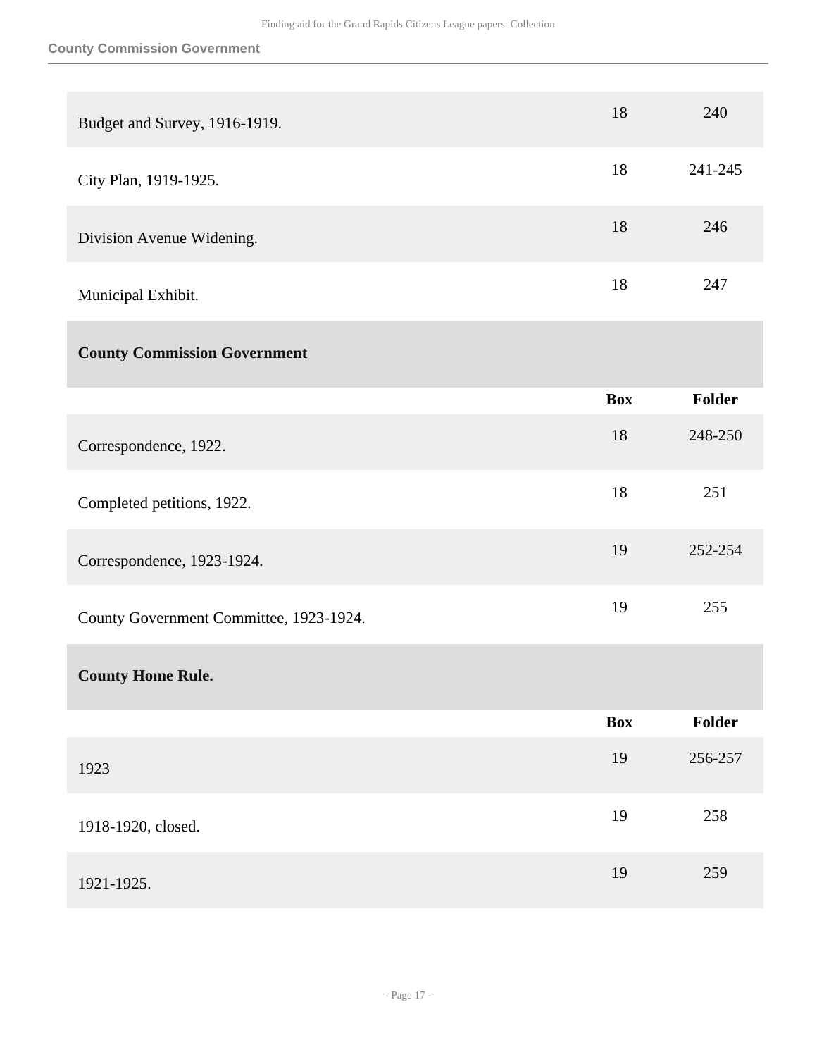| | Box | Folder |
|---|---|---|
| Budget and Survey, 1916-1919. | 18 | 240 |
| City Plan, 1919-1925. | 18 | 241-245 |
| Division Avenue Widening. | 18 | 246 |
| Municipal Exhibit. | 18 | 247 |

### County Commission Government

| | Box | Folder |
|---|---|---|
| Correspondence, 1922. | 18 | 248-250 |
| Completed petitions, 1922. | 18 | 251 |
| Correspondence, 1923-1924. | 19 | 252-254 |
| County Government Committee, 1923-1924. | 19 | 255 |

### County Home Rule.

| | Box | Folder |
|---|---|---|
| 1923 | 19 | 256-257 |
| 1918-1920, closed. | 19 | 258 |
| 1921-1925. | 19 | 259 |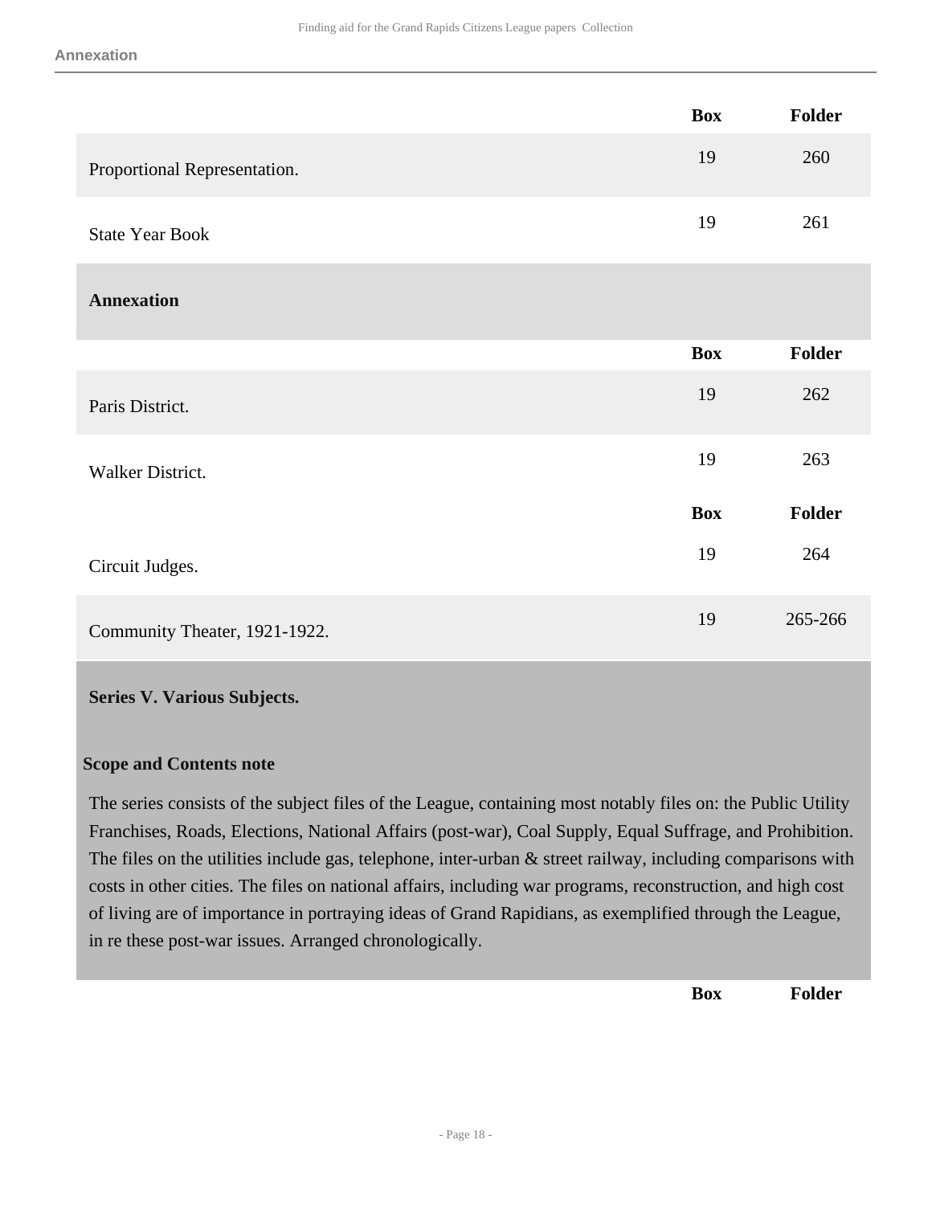| | Box | Folder |
|---|---|---|
| Proportional Representation. | 19 | 260 |
| State Year Book | 19 | 261 |

**Annexation**

| | Box | Folder |
|---|---|---|
| Paris District. | 19 | 262 |
| Walker District. | 19 | 263 |

| | Box | Folder |
|---|---|---|
| Circuit Judges. | 19 | 264 |
| Community Theater, 1921-1922. | 19 | 265-266 |

## Series V. Various Subjects.

### Scope and Contents note

The series consists of the subject files of the League, containing most notably files on: the Public Utility Franchises, Roads, Elections, National Affairs (post-war), Coal Supply, Equal Suffrage, and Prohibition. The files on the utilities include gas, telephone, inter-urban & street railway, including comparisons with costs in other cities. The files on national affairs, including war programs, reconstruction, and high cost of living are of importance in portraying ideas of Grand Rapidians, as exemplified through the League, in re these post-war issues. Arranged chronologically.

| | Box | Folder |
|---|---|---|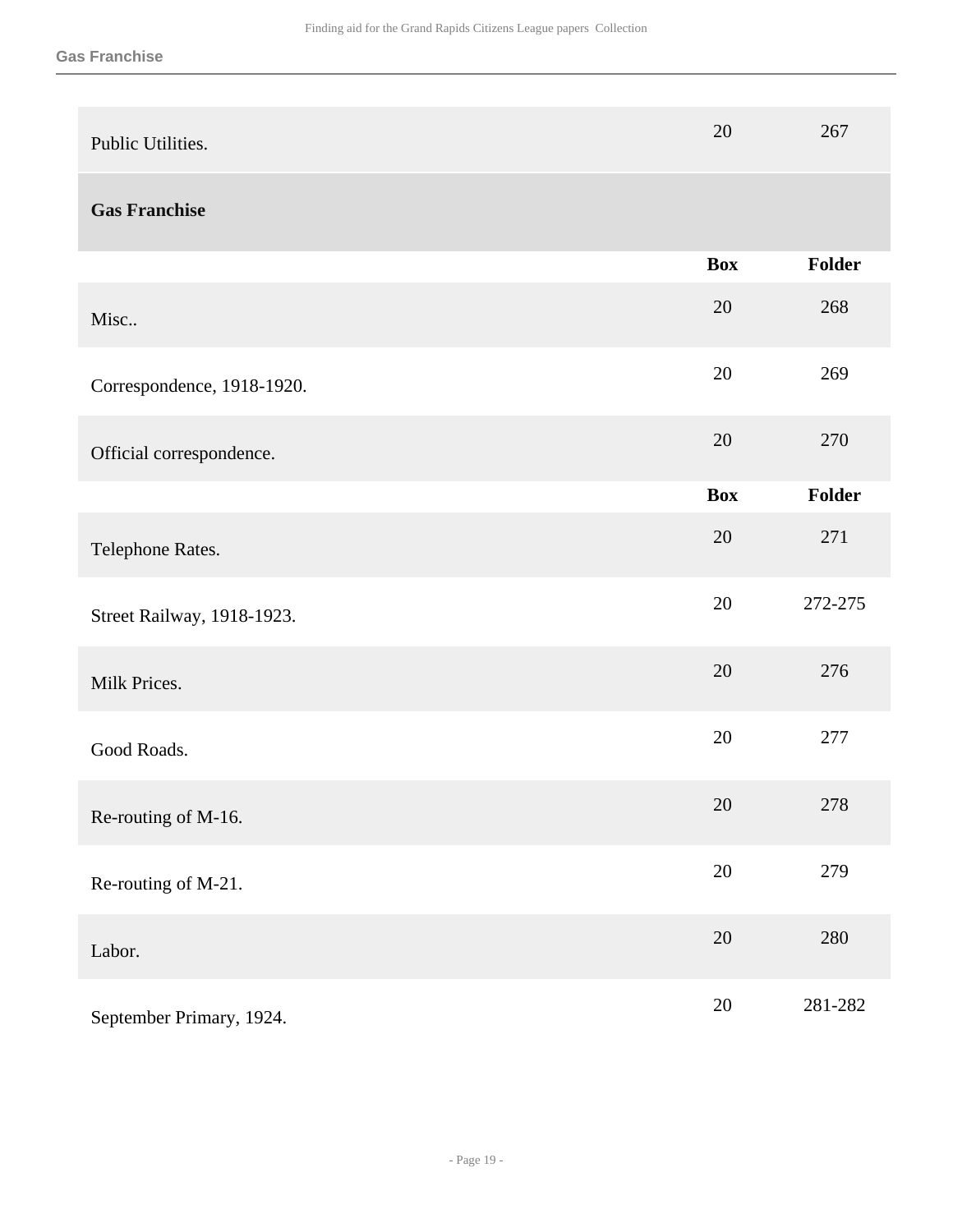| | Box | Folder |
|---|---|---|
| Public Utilities. | 20 | 267 |

### Gas Franchise

| | Box | Folder |
|---|---|---|
| Misc.. | 20 | 268 |
| Correspondence, 1918-1920. | 20 | 269 |
| Official correspondence. | 20 | 270 |

| | Box | Folder |
|---|---|---|
| Telephone Rates. | 20 | 271 |
| Street Railway, 1918-1923. | 20 | 272-275 |
| Milk Prices. | 20 | 276 |
| Good Roads. | 20 | 277 |
| Re-routing of M-16. | 20 | 278 |
| Re-routing of M-21. | 20 | 279 |
| Labor. | 20 | 280 |
| September Primary, 1924. | 20 | 281-282 |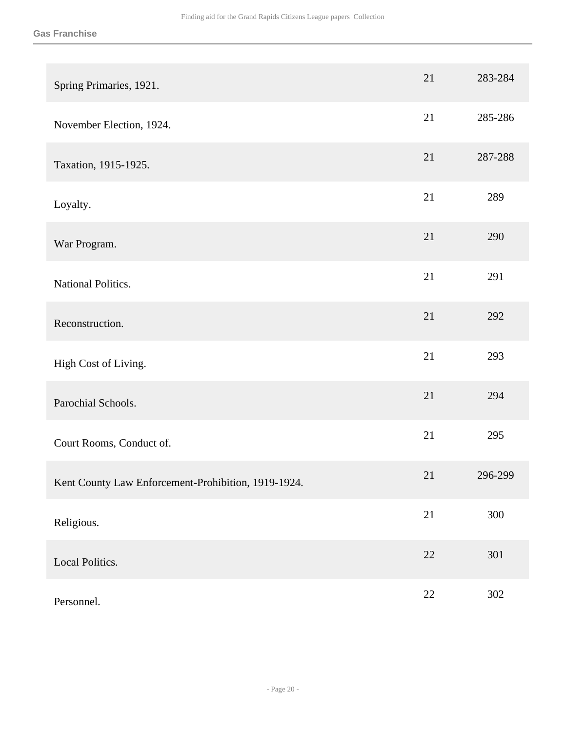| | | |
|---|---|---|
| Spring Primaries, 1921. | 21 | 283-284 |
| November Election, 1924. | 21 | 285-286 |
| Taxation, 1915-1925. | 21 | 287-288 |
| Loyalty. | 21 | 289 |
| War Program. | 21 | 290 |
| National Politics. | 21 | 291 |
| Reconstruction. | 21 | 292 |
| High Cost of Living. | 21 | 293 |
| Parochial Schools. | 21 | 294 |
| Court Rooms, Conduct of. | 21 | 295 |
| Kent County Law Enforcement-Prohibition, 1919-1924. | 21 | 296-299 |
| Religious. | 21 | 300 |
| Local Politics. | 22 | 301 |
| Personnel. | 22 | 302 |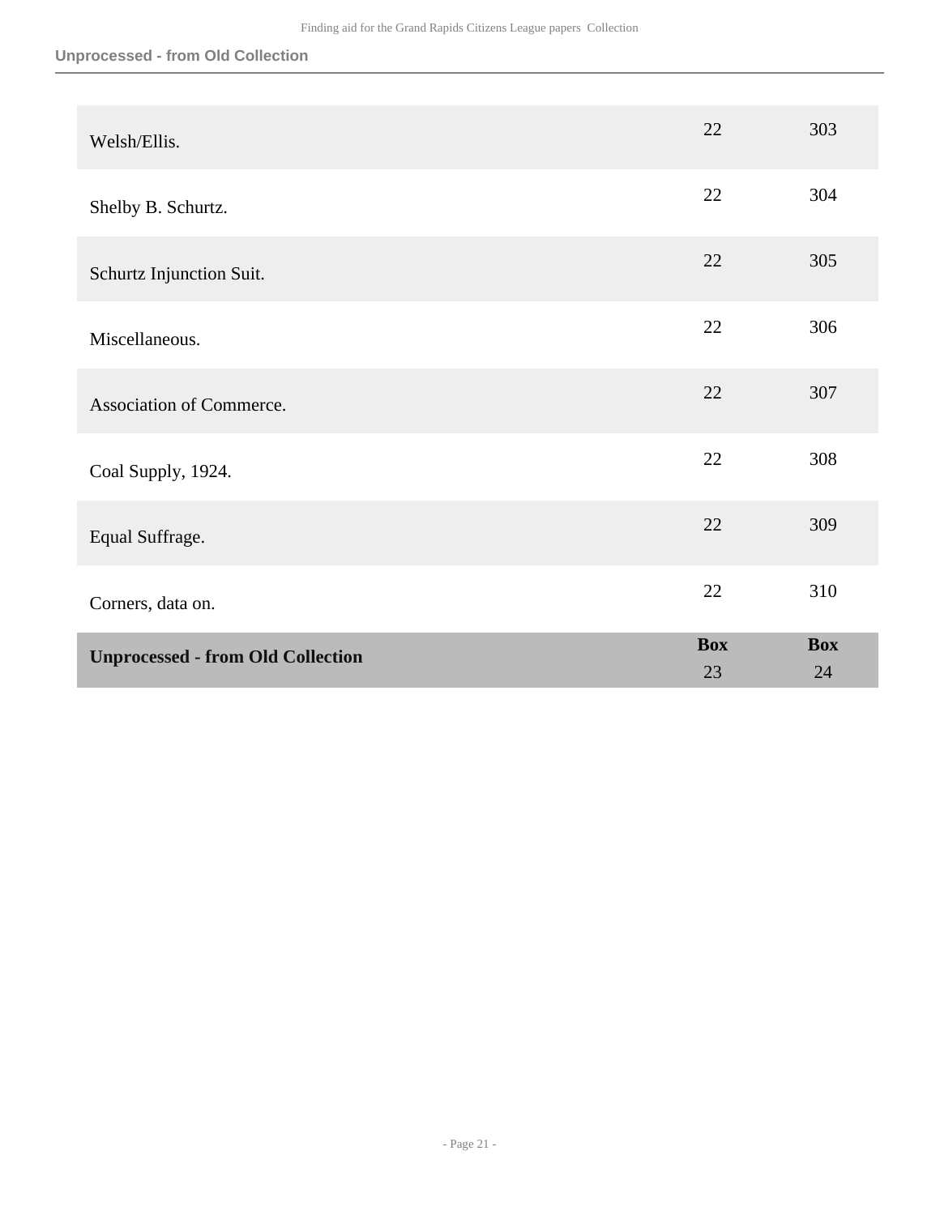| | | |
|---|---|---|
| Welsh/Ellis. | 22 | 303 |
| Shelby B. Schurtz. | 22 | 304 |
| Schurtz Injunction Suit. | 22 | 305 |
| Miscellaneous. | 22 | 306 |
| Association of Commerce. | 22 | 307 |
| Coal Supply, 1924. | 22 | 308 |
| Equal Suffrage. | 22 | 309 |
| Corners, data on. | 22 | 310 |
| **Unprocessed - from Old Collection** | **Box** 23 | **Box** 24 |